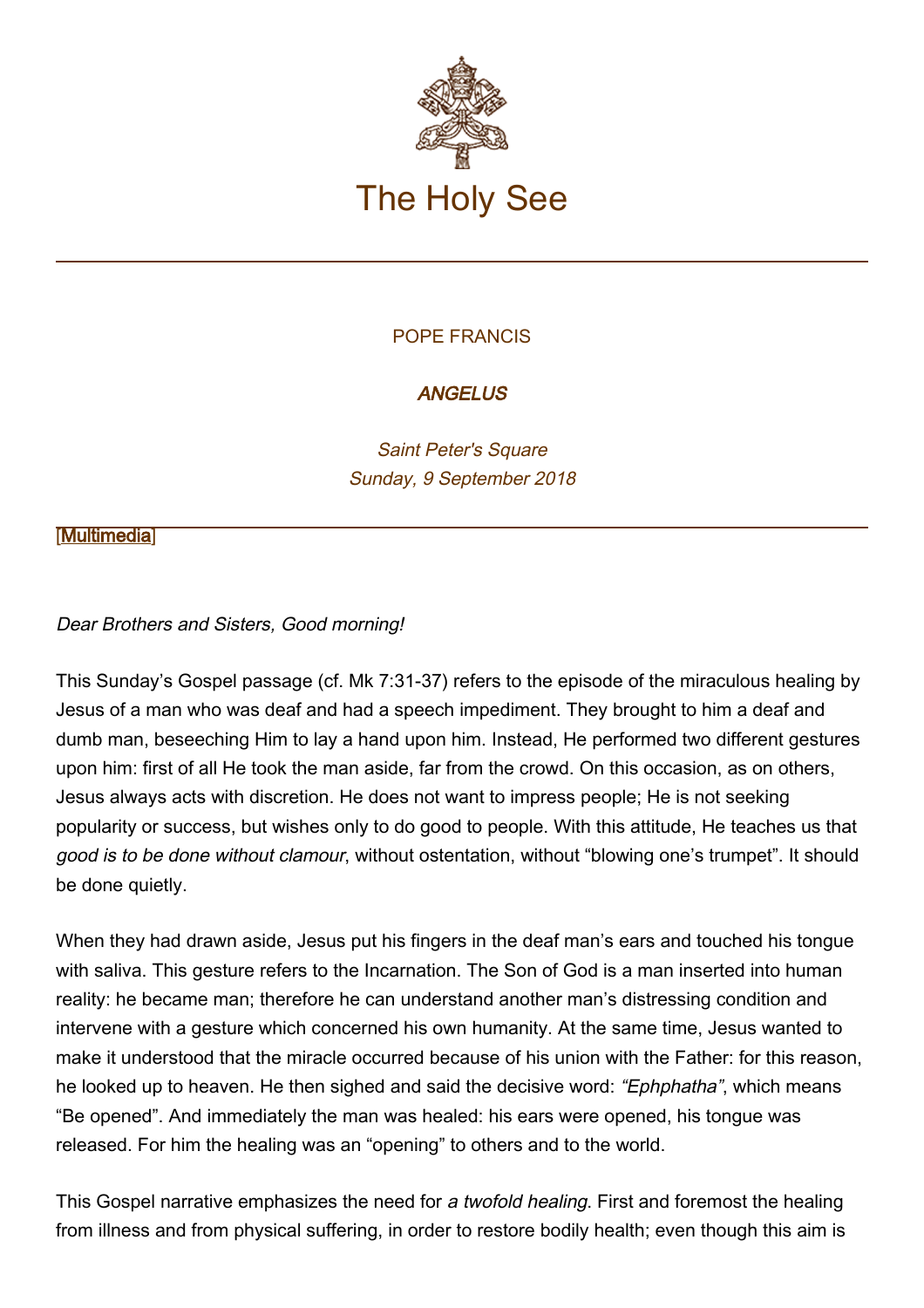# The Holy See

POPE FRANCIS

***ANGELUS***

*Saint Peter's Square*
*Sunday, 9 September 2018*

[Multimedia]

*Dear Brothers and Sisters, Good morning!*

This Sunday's Gospel passage (cf. Mk 7:31-37) refers to the episode of the miraculous healing by Jesus of a man who was deaf and had a speech impediment. They brought to him a deaf and dumb man, beseeching Him to lay a hand upon him. Instead, He performed two different gestures upon him: first of all He took the man aside, far from the crowd. On this occasion, as on others, Jesus always acts with discretion. He does not want to impress people; He is not seeking popularity or success, but wishes only to do good to people. With this attitude, He teaches us that *good is to be done without clamour*, without ostentation, without "blowing one's trumpet". It should be done quietly.

When they had drawn aside, Jesus put his fingers in the deaf man's ears and touched his tongue with saliva. This gesture refers to the Incarnation. The Son of God is a man inserted into human reality: he became man; therefore he can understand another man's distressing condition and intervene with a gesture which concerned his own humanity. At the same time, Jesus wanted to make it understood that the miracle occurred because of his union with the Father: for this reason, he looked up to heaven. He then sighed and said the decisive word: *"Ephphatha"*, which means "Be opened". And immediately the man was healed: his ears were opened, his tongue was released. For him the healing was an "opening" to others and to the world.

This Gospel narrative emphasizes the need for *a twofold healing*. First and foremost the healing from illness and from physical suffering, in order to restore bodily health; even though this aim is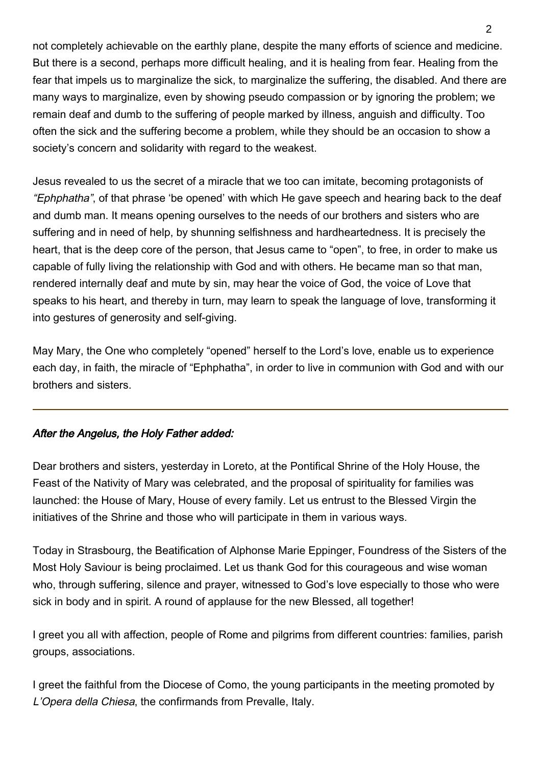not completely achievable on the earthly plane, despite the many efforts of science and medicine. But there is a second, perhaps more difficult healing, and it is healing from fear. Healing from the fear that impels us to marginalize the sick, to marginalize the suffering, the disabled. And there are many ways to marginalize, even by showing pseudo compassion or by ignoring the problem; we remain deaf and dumb to the suffering of people marked by illness, anguish and difficulty. Too often the sick and the suffering become a problem, while they should be an occasion to show a society's concern and solidarity with regard to the weakest.

Jesus revealed to us the secret of a miracle that we too can imitate, becoming protagonists of *"Ephphatha"*, of that phrase 'be opened' with which He gave speech and hearing back to the deaf and dumb man. It means opening ourselves to the needs of our brothers and sisters who are suffering and in need of help, by shunning selfishness and hardheartedness. It is precisely the heart, that is the deep core of the person, that Jesus came to "open", to free, in order to make us capable of fully living the relationship with God and with others. He became man so that man, rendered internally deaf and mute by sin, may hear the voice of God, the voice of Love that speaks to his heart, and thereby in turn, may learn to speak the language of love, transforming it into gestures of generosity and self-giving.

May Mary, the One who completely "opened" herself to the Lord's love, enable us to experience each day, in faith, the miracle of "Ephphatha", in order to live in communion with God and with our brothers and sisters.

---

***After the Angelus, the Holy Father added:***

Dear brothers and sisters, yesterday in Loreto, at the Pontifical Shrine of the Holy House, the Feast of the Nativity of Mary was celebrated, and the proposal of spirituality for families was launched: the House of Mary, House of every family. Let us entrust to the Blessed Virgin the initiatives of the Shrine and those who will participate in them in various ways.

Today in Strasbourg, the Beatification of Alphonse Marie Eppinger, Foundress of the Sisters of the Most Holy Saviour is being proclaimed. Let us thank God for this courageous and wise woman who, through suffering, silence and prayer, witnessed to God's love especially to those who were sick in body and in spirit. A round of applause for the new Blessed, all together!

I greet you all with affection, people of Rome and pilgrims from different countries: families, parish groups, associations.

I greet the faithful from the Diocese of Como, the young participants in the meeting promoted by *L'Opera della Chiesa*, the confirmands from Prevalle, Italy.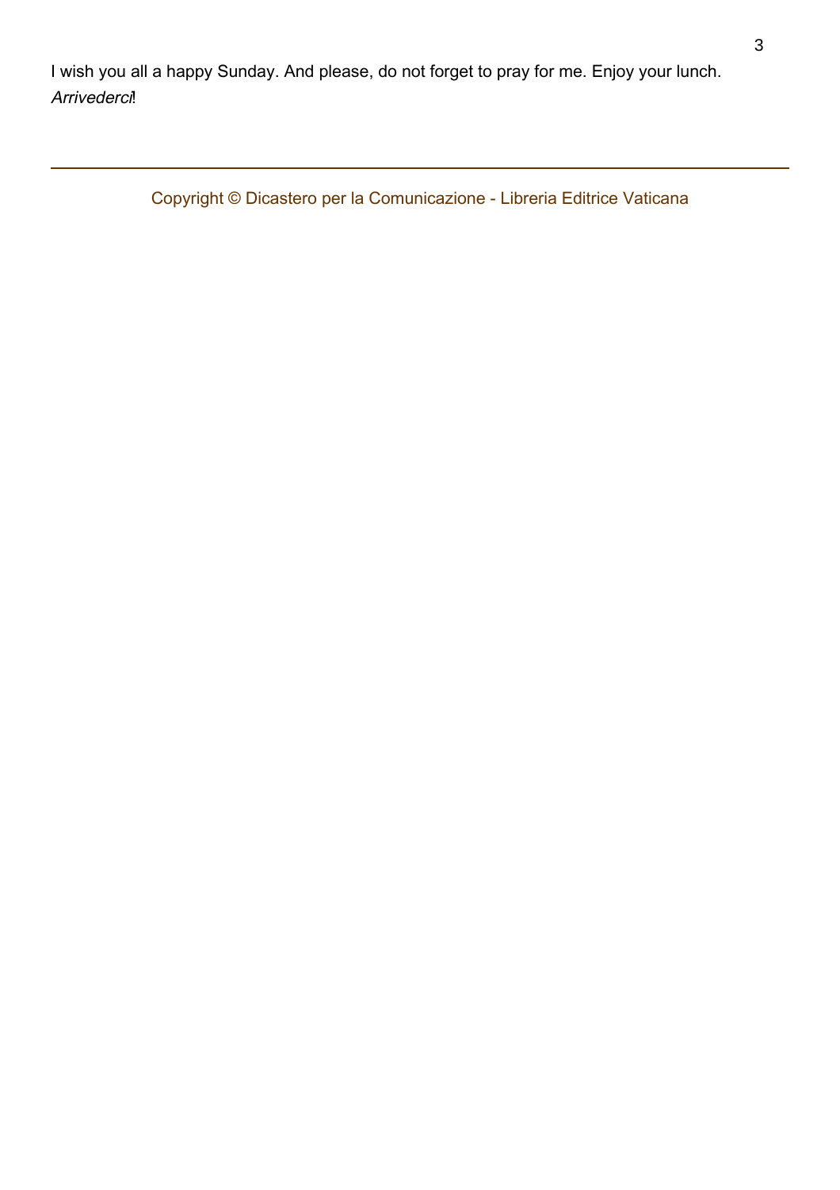I wish you all a happy Sunday. And please, do not forget to pray for me. Enjoy your lunch. *Arrivederci*!

---

Copyright © Dicastero per la Comunicazione - Libreria Editrice Vaticana